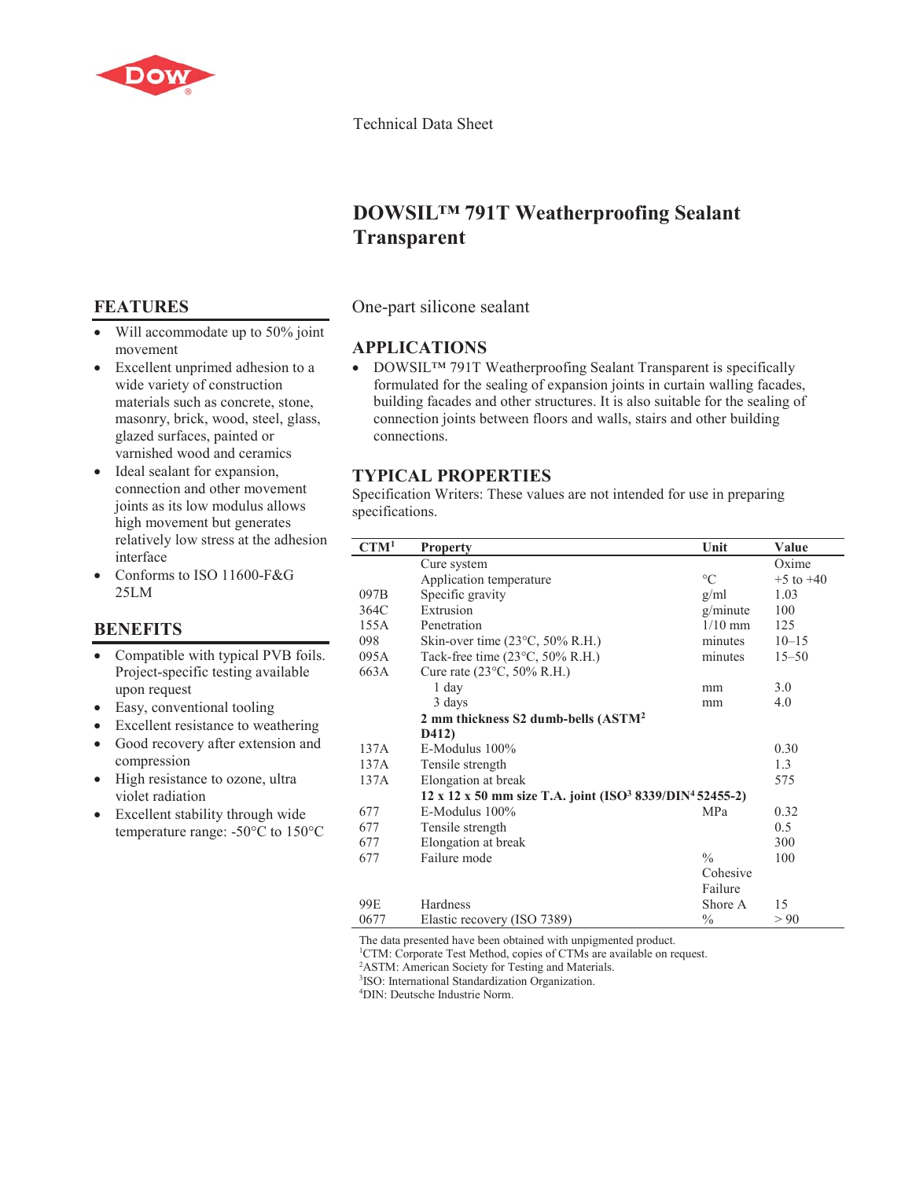Technical Data Sheet

# DOWSIL™ 791T Weatherproofing Sealant Transparent

One-part silicone sealant

## FEATURES

- Will accommodate up to 50% joint movement
- Excellent unprimed adhesion to a wide variety of construction materials such as concrete, stone, masonry, brick, wood, steel, glass, glazed surfaces, painted or varnished wood and ceramics
- Ideal sealant for expansion, connection and other movement joints as its low modulus allows high movement but generates relatively low stress at the adhesion interface
- Conforms to ISO 11600-F&G 25LM

## BENEFITS

- Compatible with typical PVB foils. Project-specific testing available upon request
- Easy, conventional tooling
- Excellent resistance to weathering
- Good recovery after extension and compression
- High resistance to ozone, ultra violet radiation
- Excellent stability through wide temperature range: -50°C to 150°C

## APPLICATIONS

- DOWSIL™ 791T Weatherproofing Sealant Transparent is specifically formulated for the sealing of expansion joints in curtain walling facades, building facades and other structures. It is also suitable for the sealing of connection joints between floors and walls, stairs and other building connections.

## TYPICAL PROPERTIES

Specification Writers: These values are not intended for use in preparing specifications.

| CTM[1] | Property | Unit | Value |
|---|---|---|---|
| | Cure system | | Oxime |
| | Application temperature | °C | +5 to +40 |
| 097B | Specific gravity | g/ml | 1.03 |
| 364C | Extrusion | g/minute | 100 |
| 155A | Penetration | 1/10 mm | 125 |
| 098 | Skin-over time (23°C, 50% R.H.) | minutes | 10–15 |
| 095A | Tack-free time (23°C, 50% R.H.) | minutes | 15–50 |
| 663A | Cure rate (23°C, 50% R.H.) | | |
| | 1 day | mm | 3.0 |
| | 3 days | mm | 4.0 |
| | **2 mm thickness S2 dumb-bells (ASTM[2] D412)** | | |
| 137A | E-Modulus 100% | | 0.30 |
| 137A | Tensile strength | | 1.3 |
| 137A | Elongation at break | | 575 |
| | **12 x 12 x 50 mm size T.A. joint (ISO[3] 8339/DIN[4] 52455-2)** | | |
| 677 | E-Modulus 100% | MPa | 0.32 |
| 677 | Tensile strength | | 0.5 |
| 677 | Elongation at break | | 300 |
| 677 | Failure mode | % Cohesive Failure | 100 |
| 99E | Hardness | Shore A | 15 |
| 0677 | Elastic recovery (ISO 7389) | % | > 90 |

The data presented have been obtained with unpigmented product.
[1]CTM: Corporate Test Method, copies of CTMs are available on request.
[2]ASTM: American Society for Testing and Materials.
[3]ISO: International Standardization Organization.
[4]DIN: Deutsche Industrie Norm.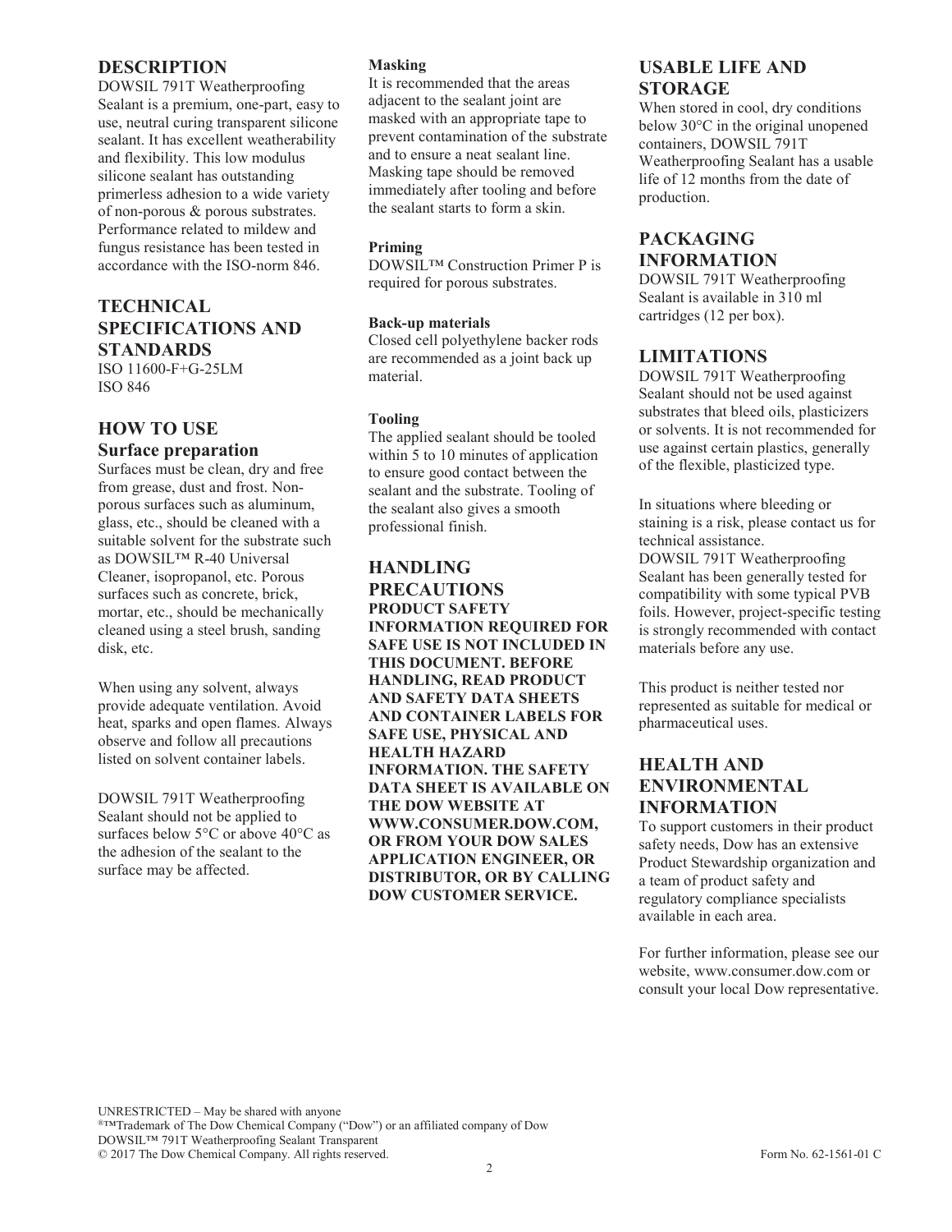## DESCRIPTION

DOWSIL 791T Weatherproofing Sealant is a premium, one-part, easy to use, neutral curing transparent silicone sealant. It has excellent weatherability and flexibility. This low modulus silicone sealant has outstanding primerless adhesion to a wide variety of non-porous & porous substrates. Performance related to mildew and fungus resistance has been tested in accordance with the ISO-norm 846.

## TECHNICAL SPECIFICATIONS AND STANDARDS

ISO 11600-F+G-25LM
ISO 846

## HOW TO USE

### Surface preparation

Surfaces must be clean, dry and free from grease, dust and frost. Non-porous surfaces such as aluminum, glass, etc., should be cleaned with a suitable solvent for the substrate such as DOWSIL™ R-40 Universal Cleaner, isopropanol, etc. Porous surfaces such as concrete, brick, mortar, etc., should be mechanically cleaned using a steel brush, sanding disk, etc.

When using any solvent, always provide adequate ventilation. Avoid heat, sparks and open flames. Always observe and follow all precautions listed on solvent container labels.

DOWSIL 791T Weatherproofing Sealant should not be applied to surfaces below 5°C or above 40°C as the adhesion of the sealant to the surface may be affected.

**Masking**

It is recommended that the areas adjacent to the sealant joint are masked with an appropriate tape to prevent contamination of the substrate and to ensure a neat sealant line. Masking tape should be removed immediately after tooling and before the sealant starts to form a skin.

**Priming**

DOWSIL™ Construction Primer P is required for porous substrates.

**Back-up materials**

Closed cell polyethylene backer rods are recommended as a joint back up material.

**Tooling**

The applied sealant should be tooled within 5 to 10 minutes of application to ensure good contact between the sealant and the substrate. Tooling of the sealant also gives a smooth professional finish.

## HANDLING PRECAUTIONS

**PRODUCT SAFETY INFORMATION REQUIRED FOR SAFE USE IS NOT INCLUDED IN THIS DOCUMENT. BEFORE HANDLING, READ PRODUCT AND SAFETY DATA SHEETS AND CONTAINER LABELS FOR SAFE USE, PHYSICAL AND HEALTH HAZARD INFORMATION. THE SAFETY DATA SHEET IS AVAILABLE ON THE DOW WEBSITE AT WWW.CONSUMER.DOW.COM, OR FROM YOUR DOW SALES APPLICATION ENGINEER, OR DISTRIBUTOR, OR BY CALLING DOW CUSTOMER SERVICE.**

## USABLE LIFE AND STORAGE

When stored in cool, dry conditions below 30°C in the original unopened containers, DOWSIL 791T Weatherproofing Sealant has a usable life of 12 months from the date of production.

## PACKAGING INFORMATION

DOWSIL 791T Weatherproofing Sealant is available in 310 ml cartridges (12 per box).

## LIMITATIONS

DOWSIL 791T Weatherproofing Sealant should not be used against substrates that bleed oils, plasticizers or solvents. It is not recommended for use against certain plastics, generally of the flexible, plasticized type.

In situations where bleeding or staining is a risk, please contact us for technical assistance.
DOWSIL 791T Weatherproofing Sealant has been generally tested for compatibility with some typical PVB foils. However, project-specific testing is strongly recommended with contact materials before any use.

This product is neither tested nor represented as suitable for medical or pharmaceutical uses.

## HEALTH AND ENVIRONMENTAL INFORMATION

To support customers in their product safety needs, Dow has an extensive Product Stewardship organization and a team of product safety and regulatory compliance specialists available in each area.

For further information, please see our website, www.consumer.dow.com or consult your local Dow representative.

UNRESTRICTED – May be shared with anyone
®™Trademark of The Dow Chemical Company ("Dow") or an affiliated company of Dow
DOWSIL™ 791T Weatherproofing Sealant Transparent
© 2017 The Dow Chemical Company. All rights reserved. Form No. 62-1561-01 C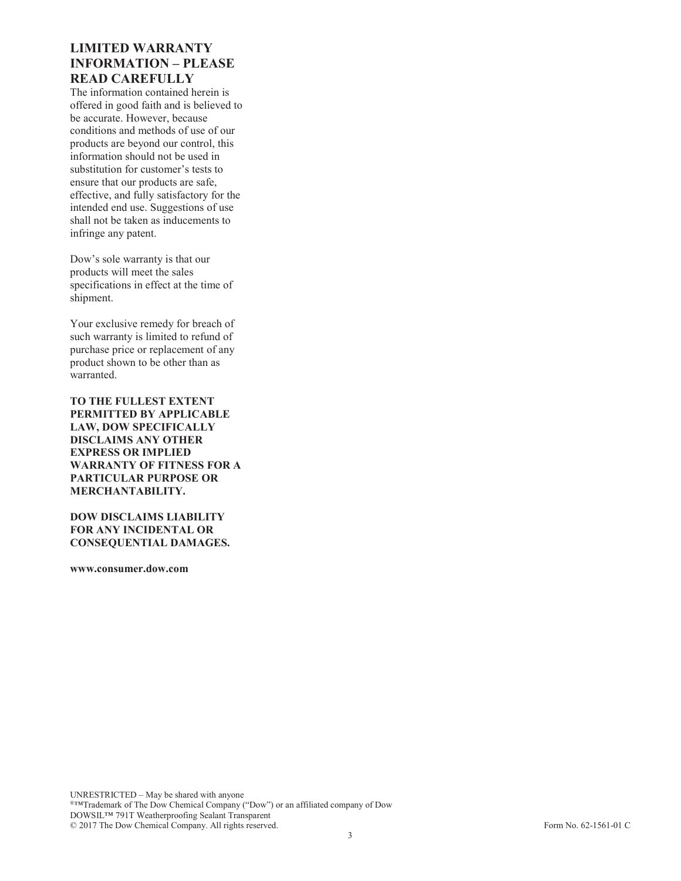## LIMITED WARRANTY INFORMATION – PLEASE READ CAREFULLY

The information contained herein is offered in good faith and is believed to be accurate. However, because conditions and methods of use of our products are beyond our control, this information should not be used in substitution for customer's tests to ensure that our products are safe, effective, and fully satisfactory for the intended end use. Suggestions of use shall not be taken as inducements to infringe any patent.

Dow's sole warranty is that our products will meet the sales specifications in effect at the time of shipment.

Your exclusive remedy for breach of such warranty is limited to refund of purchase price or replacement of any product shown to be other than as warranted.

**TO THE FULLEST EXTENT PERMITTED BY APPLICABLE LAW, DOW SPECIFICALLY DISCLAIMS ANY OTHER EXPRESS OR IMPLIED WARRANTY OF FITNESS FOR A PARTICULAR PURPOSE OR MERCHANTABILITY.**

**DOW DISCLAIMS LIABILITY FOR ANY INCIDENTAL OR CONSEQUENTIAL DAMAGES.**

**www.consumer.dow.com**

UNRESTRICTED – May be shared with anyone
®™Trademark of The Dow Chemical Company ("Dow") or an affiliated company of Dow
DOWSIL™ 791T Weatherproofing Sealant Transparent
© 2017 The Dow Chemical Company. All rights reserved.

Form No. 62-1561-01 C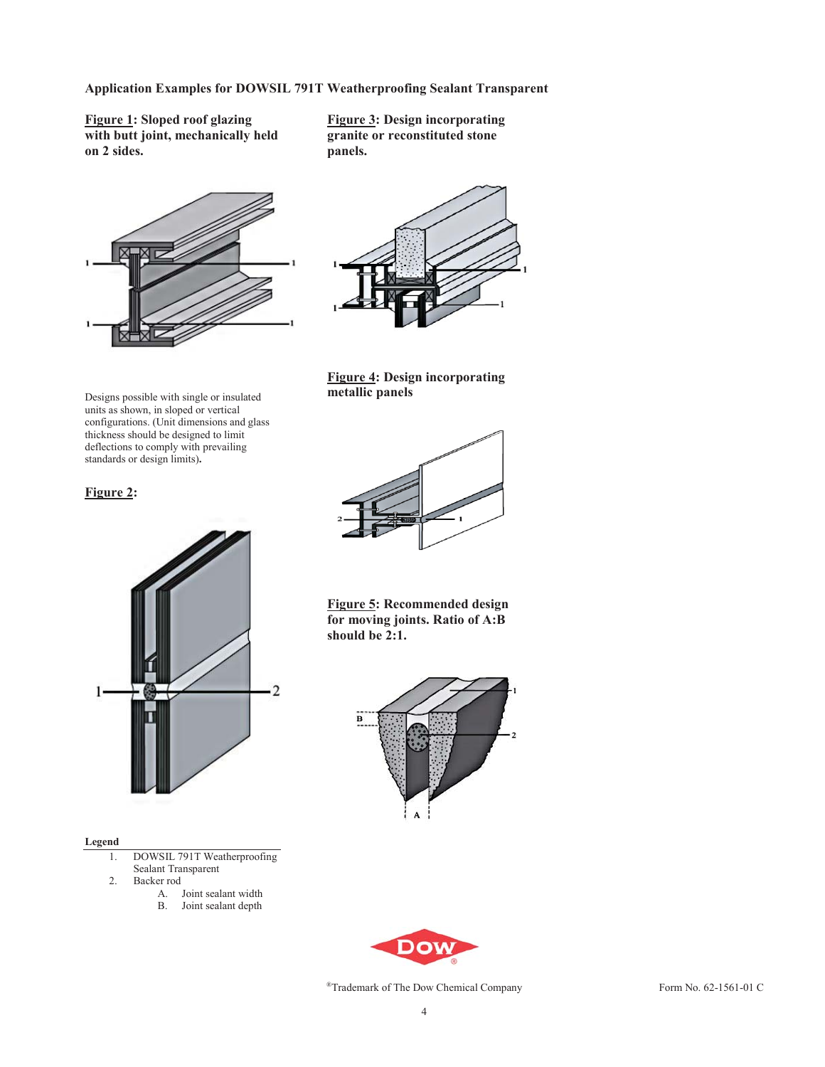## Application Examples for DOWSIL 791T Weatherproofing Sealant Transparent

**Figure 1: Sloped roof glazing with butt joint, mechanically held on 2 sides.**

1 1
1 1

Designs possible with single or insulated units as shown, in sloped or vertical configurations. (Unit dimensions and glass thickness should be designed to limit deflections to comply with prevailing standards or design limits).

**Figure 2:**

1 2

**Figure 3: Design incorporating granite or reconstituted stone panels.**

1 1
1 1

**Figure 4: Design incorporating metallic panels**

2 1

**Figure 5: Recommended design for moving joints. Ratio of A:B should be 2:1.**

1
B
2
A

**Legend**

1. DOWSIL 791T Weatherproofing Sealant Transparent
2. Backer rod
   - A. Joint sealant width
   - B. Joint sealant depth

®Trademark of The Dow Chemical Company

Form No. 62-1561-01 C